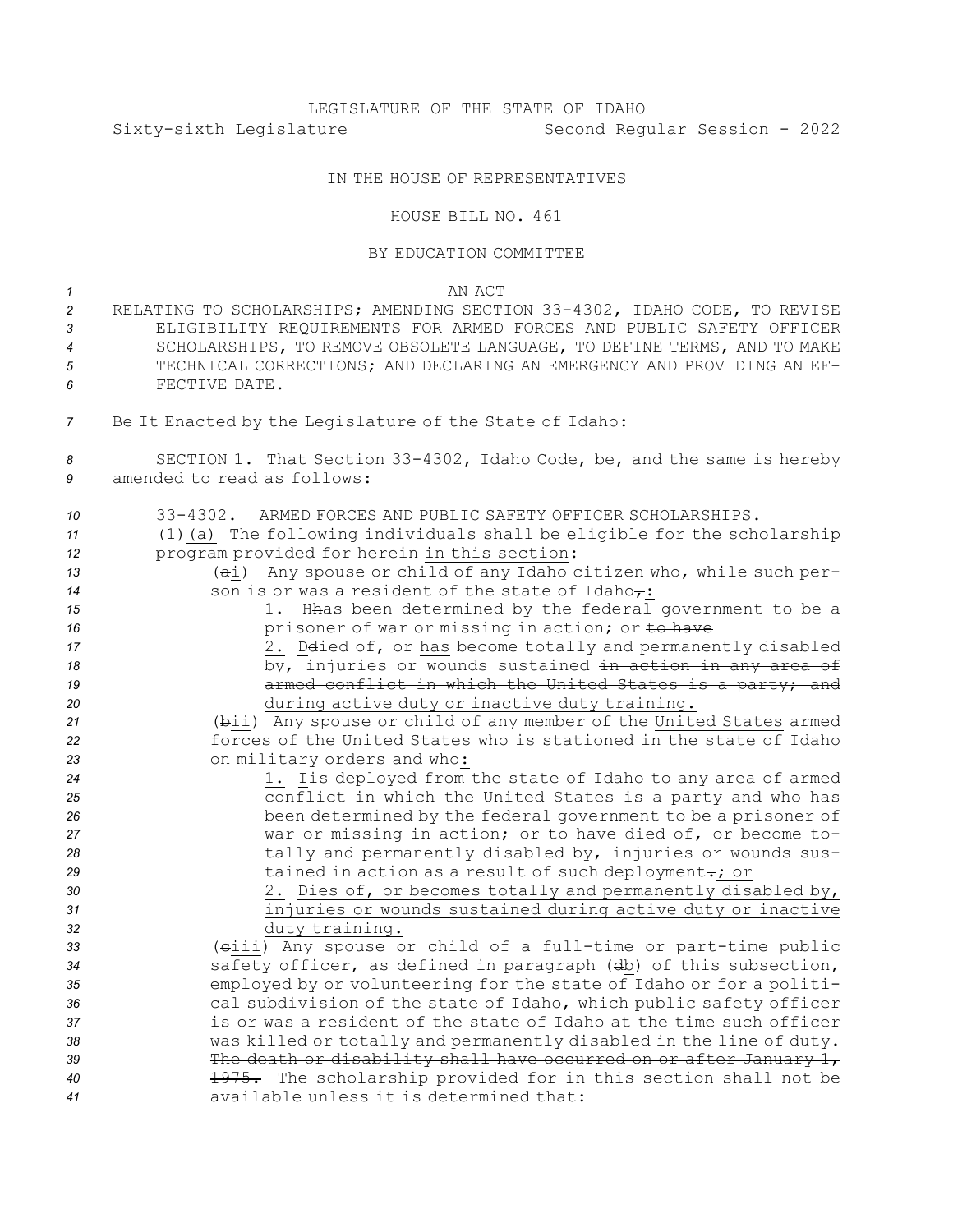LEGISLATURE OF THE STATE OF IDAHO

Sixty-sixth Legislature Second Regular Session - 2022

IN THE HOUSE OF REPRESENTATIVES

HOUSE BILL NO. 461

BY EDUCATION COMMITTEE

AN ACT

RELATING TO SCHOLARSHIPS; AMENDING SECTION 33-4302, IDAHO CODE, TO REVISE ELIGIBILITY REQUIREMENTS FOR ARMED FORCES AND PUBLIC SAFETY OFFICER SCHOLARSHIPS, TO REMOVE OBSOLETE LANGUAGE, TO DEFINE TERMS, AND TO MAKE TECHNICAL CORRECTIONS; AND DECLARING AN EMERGENCY AND PROVIDING AN EFFECTIVE DATE.

Be It Enacted by the Legislature of the State of Idaho:

SECTION 1. That Section 33-4302, Idaho Code, be, and the same is hereby amended to read as follows:

33-4302. ARMED FORCES AND PUBLIC SAFETY OFFICER SCHOLARSHIPS.

(1) (a) The following individuals shall be eligible for the scholarship program provided for ~~herein~~ in this section:

(~~a~~i) Any spouse or child of any Idaho citizen who, while such person is or was a resident of the state of Idaho~~,~~:

1. ~~H~~has been determined by the federal government to be a prisoner of war or missing in action; or ~~to have~~

2. ~~D~~died of, or has become totally and permanently disabled by, injuries or wounds sustained ~~in action in any area of armed conflict in which the United States is a party; and~~ during active duty or inactive duty training.

(~~b~~ii) Any spouse or child of any member of the United States armed forces ~~of the United States~~ who is stationed in the state of Idaho on military orders and who:

1. I~~i~~s deployed from the state of Idaho to any area of armed conflict in which the United States is a party and who has been determined by the federal government to be a prisoner of war or missing in action; or to have died of, or become totally and permanently disabled by, injuries or wounds sustained in action as a result of such deployment~~.~~; or

2. Dies of, or becomes totally and permanently disabled by, injuries or wounds sustained during active duty or inactive duty training.

(~~c~~iii) Any spouse or child of a full-time or part-time public safety officer, as defined in paragraph (~~d~~b) of this subsection, employed by or volunteering for the state of Idaho or for a political subdivision of the state of Idaho, which public safety officer is or was a resident of the state of Idaho at the time such officer was killed or totally and permanently disabled in the line of duty. ~~The death or disability shall have occurred on or after January 1, 1975.~~ The scholarship provided for in this section shall not be available unless it is determined that: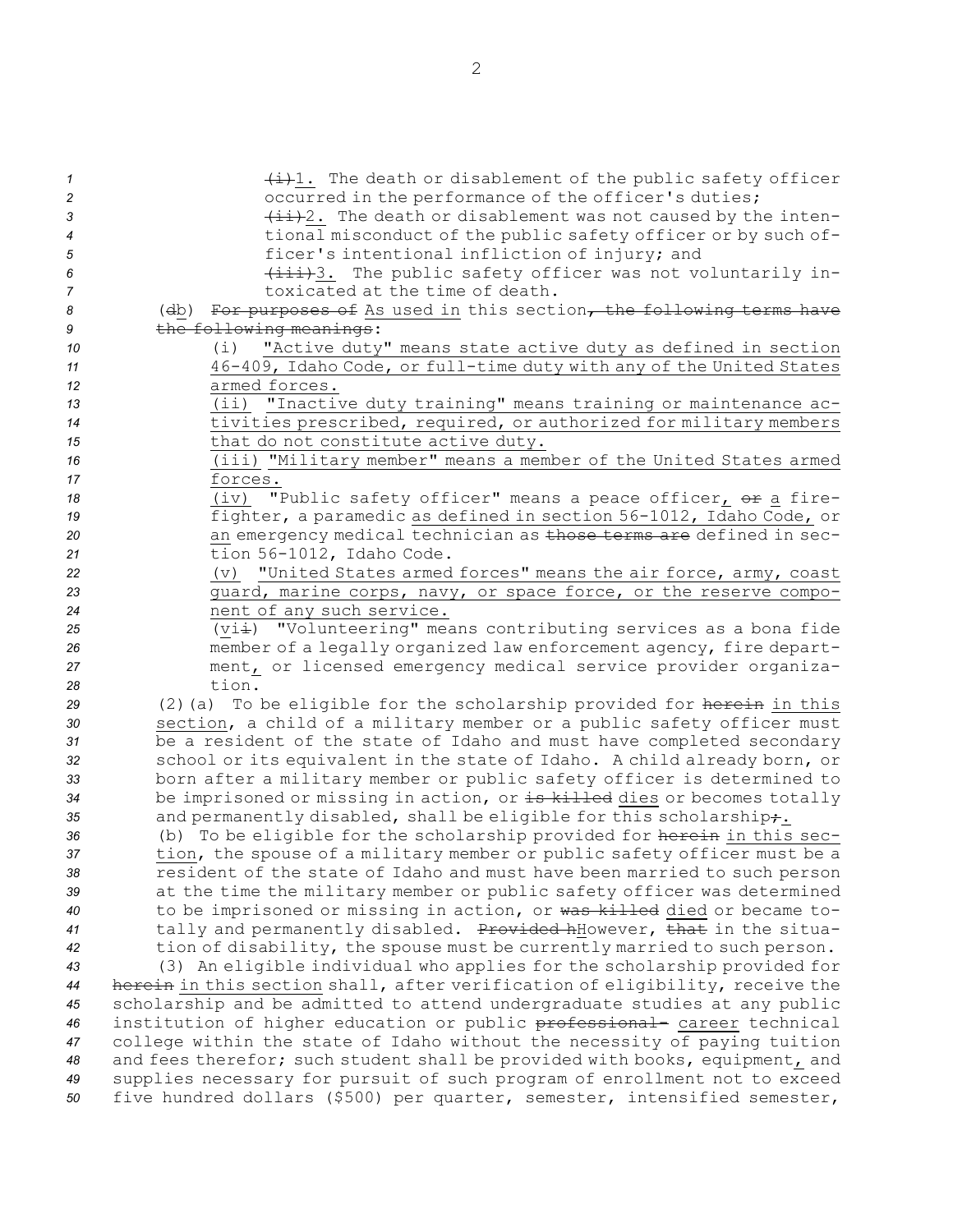(i)1. The death or disablement of the public safety officer occurred in the performance of the officer's duties;

(ii)2. The death or disablement was not caused by the intentional misconduct of the public safety officer or by such officer's intentional infliction of injury; and

(iii)3. The public safety officer was not voluntarily intoxicated at the time of death.

(db) For purposes of As used in this section, the following terms have the following meanings:

(i) "Active duty" means state active duty as defined in section 46-409, Idaho Code, or full-time duty with any of the United States armed forces.

(ii) "Inactive duty training" means training or maintenance activities prescribed, required, or authorized for military members that do not constitute active duty.

(iii) "Military member" means a member of the United States armed forces.

(iv) "Public safety officer" means a peace officer, or a firefighter, a paramedic as defined in section 56-1012, Idaho Code, or an emergency medical technician as those terms are defined in section 56-1012, Idaho Code.

(v) "United States armed forces" means the air force, army, coast guard, marine corps, navy, or space force, or the reserve component of any such service.

(vii) "Volunteering" means contributing services as a bona fide member of a legally organized law enforcement agency, fire department, or licensed emergency medical service provider organization.

(2)(a) To be eligible for the scholarship provided for herein in this section, a child of a military member or a public safety officer must be a resident of the state of Idaho and must have completed secondary school or its equivalent in the state of Idaho. A child already born, or born after a military member or public safety officer is determined to be imprisoned or missing in action, or is killed dies or becomes totally and permanently disabled, shall be eligible for this scholarship;.

(b) To be eligible for the scholarship provided for herein in this section, the spouse of a military member or public safety officer must be a resident of the state of Idaho and must have been married to such person at the time the military member or public safety officer was determined to be imprisoned or missing in action, or was killed died or became totally and permanently disabled. Provided hHowever, that in the situation of disability, the spouse must be currently married to such person.

(3) An eligible individual who applies for the scholarship provided for herein in this section shall, after verification of eligibility, receive the scholarship and be admitted to attend undergraduate studies at any public institution of higher education or public professional- career technical college within the state of Idaho without the necessity of paying tuition and fees therefor; such student shall be provided with books, equipment, and supplies necessary for pursuit of such program of enrollment not to exceed five hundred dollars ($500) per quarter, semester, intensified semester,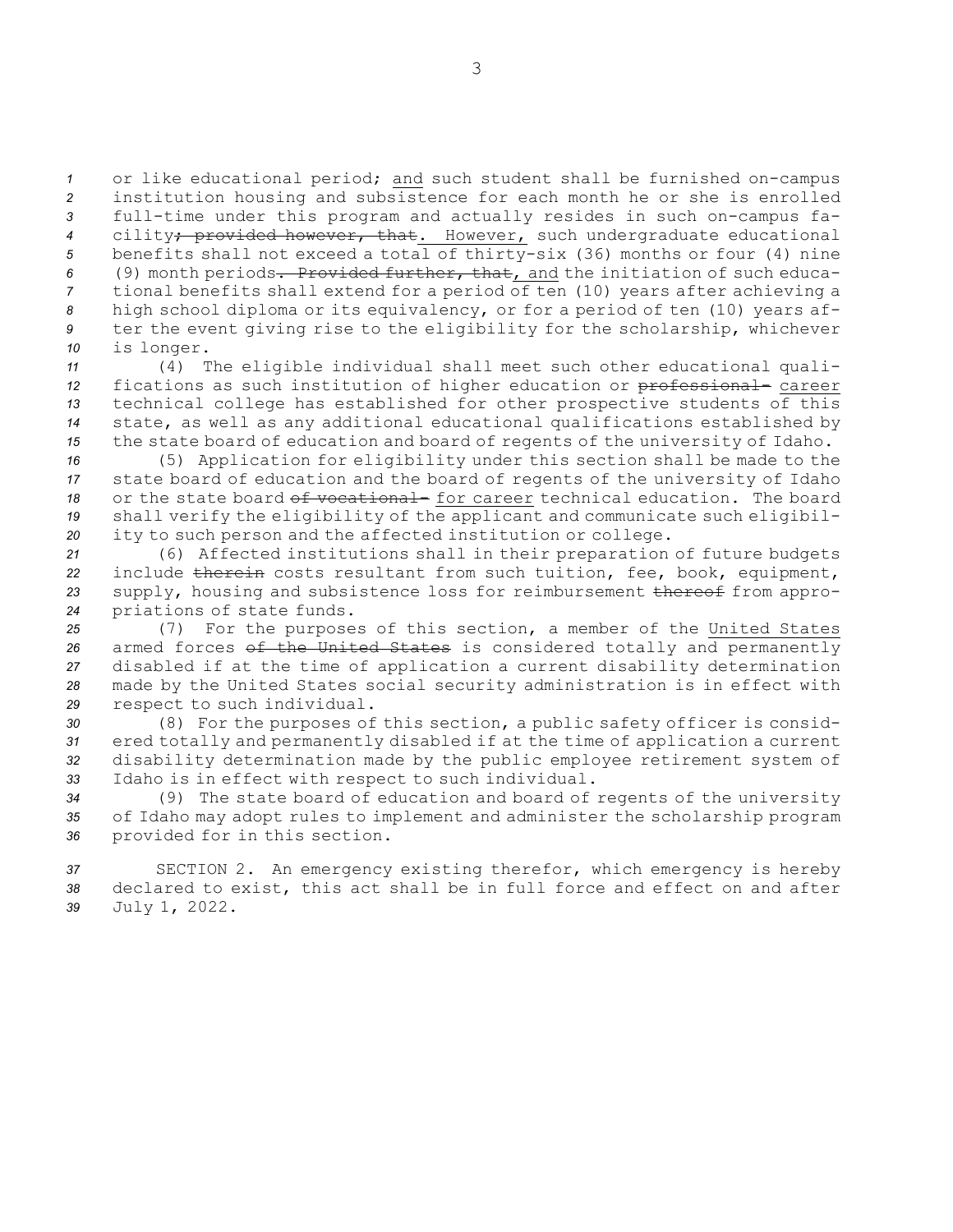or like educational period; and such student shall be furnished on-campus institution housing and subsistence for each month he or she is enrolled full-time under this program and actually resides in such on-campus facility~~; provided however, that~~. However, such undergraduate educational benefits shall not exceed a total of thirty-six (36) months or four (4) nine (9) month periods~~. Provided further, that~~, and the initiation of such educational benefits shall extend for a period of ten (10) years after achieving a high school diploma or its equivalency, or for a period of ten (10) years after the event giving rise to the eligibility for the scholarship, whichever is longer.

(4) The eligible individual shall meet such other educational qualifications as such institution of higher education or ~~professional-~~ career technical college has established for other prospective students of this state, as well as any additional educational qualifications established by the state board of education and board of regents of the university of Idaho.

(5) Application for eligibility under this section shall be made to the state board of education and the board of regents of the university of Idaho or the state board ~~of vocational-~~ for career technical education. The board shall verify the eligibility of the applicant and communicate such eligibility to such person and the affected institution or college.

(6) Affected institutions shall in their preparation of future budgets include ~~therein~~ costs resultant from such tuition, fee, book, equipment, supply, housing and subsistence loss for reimbursement ~~thereof~~ from appropriations of state funds.

(7) For the purposes of this section, a member of the United States armed forces ~~of the United States~~ is considered totally and permanently disabled if at the time of application a current disability determination made by the United States social security administration is in effect with respect to such individual.

(8) For the purposes of this section, a public safety officer is considered totally and permanently disabled if at the time of application a current disability determination made by the public employee retirement system of Idaho is in effect with respect to such individual.

(9) The state board of education and board of regents of the university of Idaho may adopt rules to implement and administer the scholarship program provided for in this section.

SECTION 2. An emergency existing therefor, which emergency is hereby declared to exist, this act shall be in full force and effect on and after July 1, 2022.